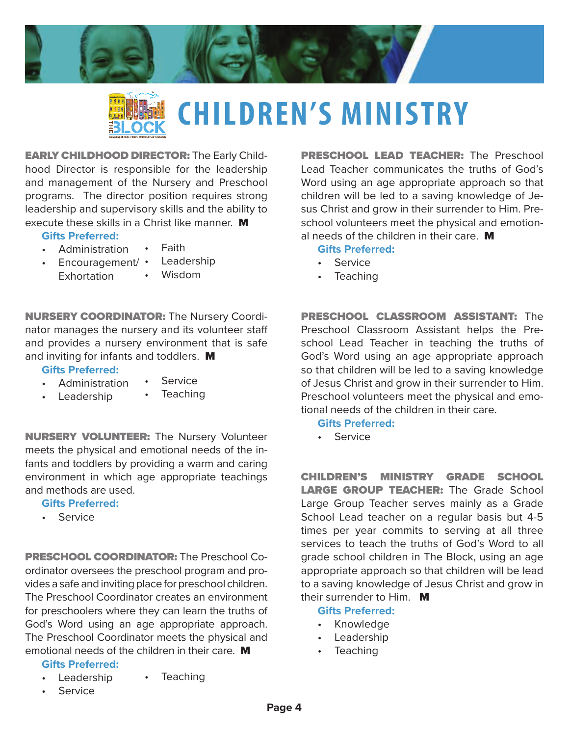# CHILDREN'S MINISTRY

**EARLY CHILDHOOD DIRECTOR:** The Early Childhood Director is responsible for the leadership and management of the Nursery and Preschool programs. The director position requires strong leadership and supervisory skills and the ability to execute these skills in a Christ like manner. **M**

**Gifts Preferred:**

- Administration
- Encouragement/ Exhortation
- Faith
- Leadership
- Wisdom

**NURSERY COORDINATOR:** The Nursery Coordinator manages the nursery and its volunteer staff and provides a nursery environment that is safe and inviting for infants and toddlers. **M**

**Gifts Preferred:**

- Administration
- Leadership
- Service
- Teaching

**NURSERY VOLUNTEER:** The Nursery Volunteer meets the physical and emotional needs of the infants and toddlers by providing a warm and caring environment in which age appropriate teachings and methods are used.

**Gifts Preferred:**

- Service

**PRESCHOOL COORDINATOR:** The Preschool Coordinator oversees the preschool program and provides a safe and inviting place for preschool children. The Preschool Coordinator creates an environment for preschoolers where they can learn the truths of God's Word using an age appropriate approach. The Preschool Coordinator meets the physical and emotional needs of the children in their care. **M**

**Gifts Preferred:**

- Leadership
- Service
- Teaching

**PRESCHOOL LEAD TEACHER:** The Preschool Lead Teacher communicates the truths of God's Word using an age appropriate approach so that children will be led to a saving knowledge of Jesus Christ and grow in their surrender to Him. Preschool volunteers meet the physical and emotional needs of the children in their care. **M**

**Gifts Preferred:**

- Service
- Teaching

**PRESCHOOL CLASSROOM ASSISTANT:** The Preschool Classroom Assistant helps the Preschool Lead Teacher in teaching the truths of God's Word using an age appropriate approach so that children will be led to a saving knowledge of Jesus Christ and grow in their surrender to Him. Preschool volunteers meet the physical and emotional needs of the children in their care.

**Gifts Preferred:**

- Service

**CHILDREN'S MINISTRY GRADE SCHOOL LARGE GROUP TEACHER:** The Grade School Large Group Teacher serves mainly as a Grade School Lead teacher on a regular basis but 4-5 times per year commits to serving at all three services to teach the truths of God's Word to all grade school children in The Block, using an age appropriate approach so that children will be lead to a saving knowledge of Jesus Christ and grow in their surrender to Him. **M**

**Gifts Preferred:**

- Knowledge
- Leadership
- Teaching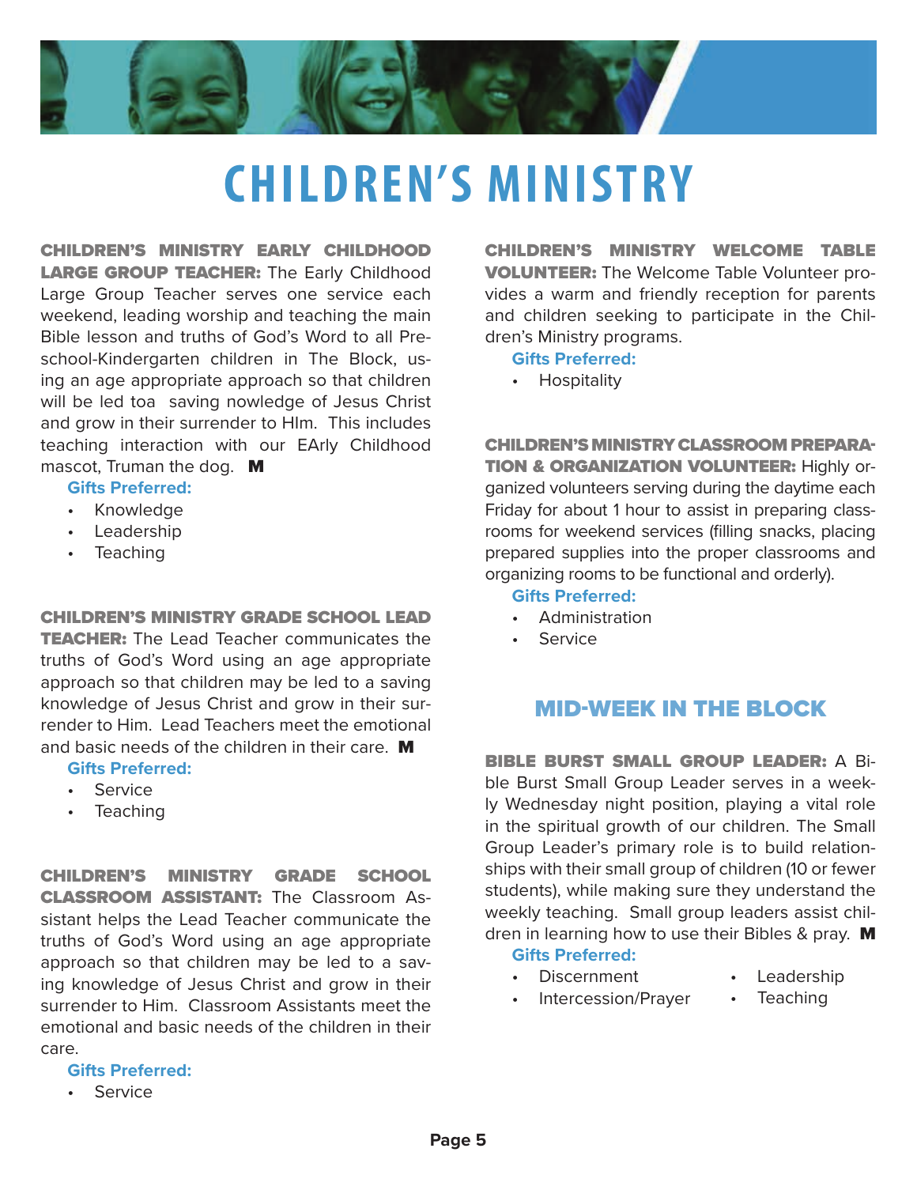# CHILDREN'S MINISTRY

**CHILDREN'S MINISTRY EARLY CHILDHOOD LARGE GROUP TEACHER:** The Early Childhood Large Group Teacher serves one service each weekend, leading worship and teaching the main Bible lesson and truths of God's Word to all Preschool-Kindergarten children in The Block, using an age appropriate approach so that children will be led toa saving nowledge of Jesus Christ and grow in their surrender to HIm. This includes teaching interaction with our EArly Childhood mascot, Truman the dog. **M**

**Gifts Preferred:**
- Knowledge
- Leadership
- Teaching

**CHILDREN'S MINISTRY GRADE SCHOOL LEAD TEACHER:** The Lead Teacher communicates the truths of God's Word using an age appropriate approach so that children may be led to a saving knowledge of Jesus Christ and grow in their surrender to Him. Lead Teachers meet the emotional and basic needs of the children in their care. **M**

**Gifts Preferred:**
- Service
- Teaching

**CHILDREN'S MINISTRY GRADE SCHOOL CLASSROOM ASSISTANT:** The Classroom Assistant helps the Lead Teacher communicate the truths of God's Word using an age appropriate approach so that children may be led to a saving knowledge of Jesus Christ and grow in their surrender to Him. Classroom Assistants meet the emotional and basic needs of the children in their care.

**Gifts Preferred:**
- Service

**CHILDREN'S MINISTRY WELCOME TABLE VOLUNTEER:** The Welcome Table Volunteer provides a warm and friendly reception for parents and children seeking to participate in the Children's Ministry programs.

**Gifts Preferred:**
- Hospitality

**CHILDREN'S MINISTRY CLASSROOM PREPARATION & ORGANIZATION VOLUNTEER:** Highly organized volunteers serving during the daytime each Friday for about 1 hour to assist in preparing classrooms for weekend services (filling snacks, placing prepared supplies into the proper classrooms and organizing rooms to be functional and orderly).

**Gifts Preferred:**
- Administration
- Service

## MID-WEEK IN THE BLOCK

**BIBLE BURST SMALL GROUP LEADER:** A Bible Burst Small Group Leader serves in a weekly Wednesday night position, playing a vital role in the spiritual growth of our children. The Small Group Leader's primary role is to build relationships with their small group of children (10 or fewer students), while making sure they understand the weekly teaching. Small group leaders assist children in learning how to use their Bibles & pray. **M**

**Gifts Preferred:**
- Discernment
- Intercession/Prayer
- Leadership
- Teaching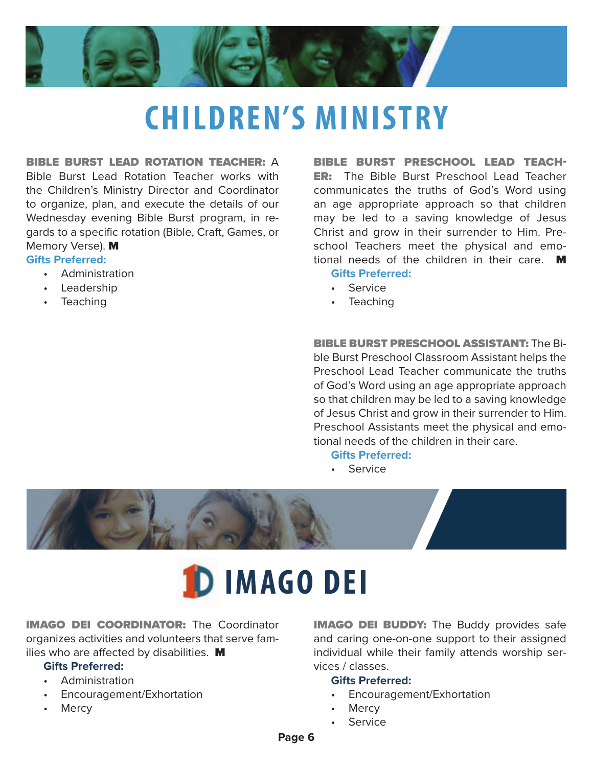# CHILDREN'S MINISTRY

**BIBLE BURST LEAD ROTATION TEACHER:** A Bible Burst Lead Rotation Teacher works with the Children's Ministry Director and Coordinator to organize, plan, and execute the details of our Wednesday evening Bible Burst program, in regards to a specific rotation (Bible, Craft, Games, or Memory Verse). **M**

**Gifts Preferred:**

- Administration
- Leadership
- Teaching

**BIBLE BURST PRESCHOOL LEAD TEACHER:** The Bible Burst Preschool Lead Teacher communicates the truths of God's Word using an age appropriate approach so that children may be led to a saving knowledge of Jesus Christ and grow in their surrender to Him. Preschool Teachers meet the physical and emotional needs of the children in their care. **M**

**Gifts Preferred:**

- Service
- Teaching

**BIBLE BURST PRESCHOOL ASSISTANT:** The Bible Burst Preschool Classroom Assistant helps the Preschool Lead Teacher communicate the truths of God's Word using an age appropriate approach so that children may be led to a saving knowledge of Jesus Christ and grow in their surrender to Him. Preschool Assistants meet the physical and emotional needs of the children in their care.

**Gifts Preferred:**

- Service

# IMAGO DEI

**IMAGO DEI COORDINATOR:** The Coordinator organizes activities and volunteers that serve families who are affected by disabilities. **M**

**Gifts Preferred:**

- Administration
- Encouragement/Exhortation
- Mercy

**IMAGO DEI BUDDY:** The Buddy provides safe and caring one-on-one support to their assigned individual while their family attends worship services / classes.

**Gifts Preferred:**

- Encouragement/Exhortation
- Mercy
- Service